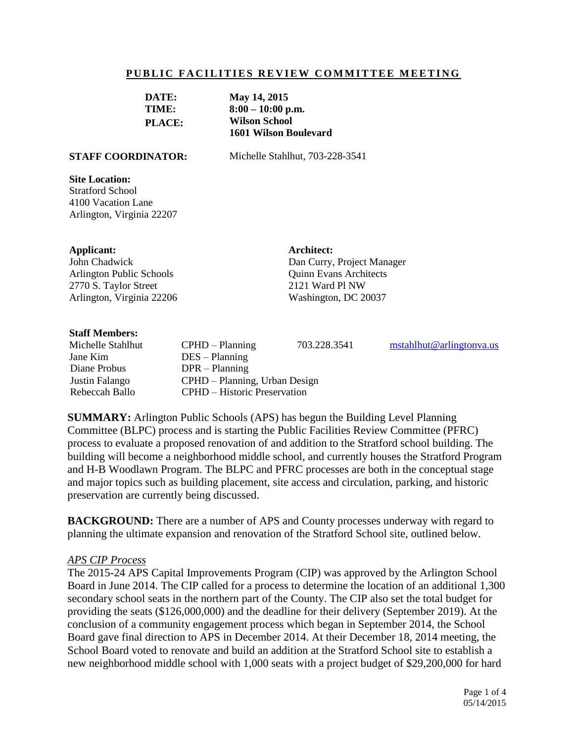## PUBLIC FACILITIES REVIEW COMMITTEE MEETING

**DATE:** **May 14, 2015**
**TIME:** **8:00 – 10:00 p.m.**
**PLACE:** **Wilson School**
**1601 Wilson Boulevard**

**STAFF COORDINATOR:** Michelle Stahlhut, 703-228-3541

**Site Location:**
Stratford School
4100 Vacation Lane
Arlington, Virginia 22207

**Applicant:**
John Chadwick
Arlington Public Schools
2770 S. Taylor Street
Arlington, Virginia 22206

**Architect:**
Dan Curry, Project Manager
Quinn Evans Architects
2121 Ward Pl NW
Washington, DC 20037

**Staff Members:**

| | | | |
|---|---|---|---|
| Michelle Stahlhut | CPHD – Planning | 703.228.3541 | mstahlhut@arlingtonva.us |
| Jane Kim | DES – Planning | | |
| Diane Probus | DPR – Planning | | |
| Justin Falango | CPHD – Planning, Urban Design | | |
| Rebeccah Ballo | CPHD – Historic Preservation | | |

**SUMMARY:** Arlington Public Schools (APS) has begun the Building Level Planning Committee (BLPC) process and is starting the Public Facilities Review Committee (PFRC) process to evaluate a proposed renovation of and addition to the Stratford school building. The building will become a neighborhood middle school, and currently houses the Stratford Program and H-B Woodlawn Program. The BLPC and PFRC processes are both in the conceptual stage and major topics such as building placement, site access and circulation, parking, and historic preservation are currently being discussed.

**BACKGROUND:** There are a number of APS and County processes underway with regard to planning the ultimate expansion and renovation of the Stratford School site, outlined below.

*APS CIP Process*

The 2015-24 APS Capital Improvements Program (CIP) was approved by the Arlington School Board in June 2014. The CIP called for a process to determine the location of an additional 1,300 secondary school seats in the northern part of the County. The CIP also set the total budget for providing the seats ($126,000,000) and the deadline for their delivery (September 2019). At the conclusion of a community engagement process which began in September 2014, the School Board gave final direction to APS in December 2014. At their December 18, 2014 meeting, the School Board voted to renovate and build an addition at the Stratford School site to establish a new neighborhood middle school with 1,000 seats with a project budget of $29,200,000 for hard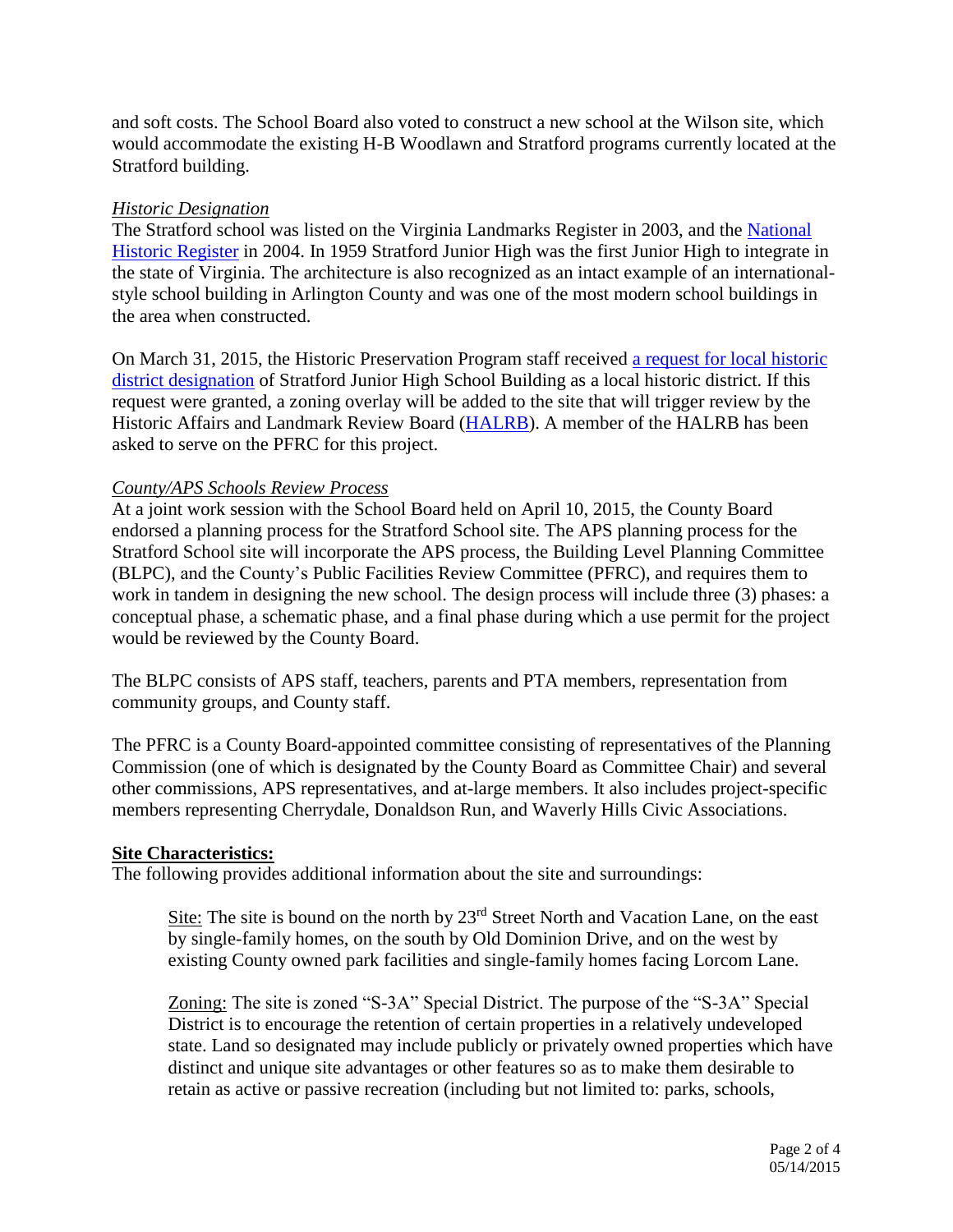and soft costs. The School Board also voted to construct a new school at the Wilson site, which would accommodate the existing H-B Woodlawn and Stratford programs currently located at the Stratford building.

*Historic Designation*

The Stratford school was listed on the Virginia Landmarks Register in 2003, and the National Historic Register in 2004. In 1959 Stratford Junior High was the first Junior High to integrate in the state of Virginia. The architecture is also recognized as an intact example of an international-style school building in Arlington County and was one of the most modern school buildings in the area when constructed.

On March 31, 2015, the Historic Preservation Program staff received a request for local historic district designation of Stratford Junior High School Building as a local historic district. If this request were granted, a zoning overlay will be added to the site that will trigger review by the Historic Affairs and Landmark Review Board (HALRB). A member of the HALRB has been asked to serve on the PFRC for this project.

*County/APS Schools Review Process*

At a joint work session with the School Board held on April 10, 2015, the County Board endorsed a planning process for the Stratford School site. The APS planning process for the Stratford School site will incorporate the APS process, the Building Level Planning Committee (BLPC), and the County's Public Facilities Review Committee (PFRC), and requires them to work in tandem in designing the new school. The design process will include three (3) phases: a conceptual phase, a schematic phase, and a final phase during which a use permit for the project would be reviewed by the County Board.

The BLPC consists of APS staff, teachers, parents and PTA members, representation from community groups, and County staff.

The PFRC is a County Board-appointed committee consisting of representatives of the Planning Commission (one of which is designated by the County Board as Committee Chair) and several other commissions, APS representatives, and at-large members. It also includes project-specific members representing Cherrydale, Donaldson Run, and Waverly Hills Civic Associations.

**Site Characteristics:**

The following provides additional information about the site and surroundings:

Site: The site is bound on the north by 23rd Street North and Vacation Lane, on the east by single-family homes, on the south by Old Dominion Drive, and on the west by existing County owned park facilities and single-family homes facing Lorcom Lane.

Zoning: The site is zoned "S-3A" Special District. The purpose of the "S-3A" Special District is to encourage the retention of certain properties in a relatively undeveloped state. Land so designated may include publicly or privately owned properties which have distinct and unique site advantages or other features so as to make them desirable to retain as active or passive recreation (including but not limited to: parks, schools,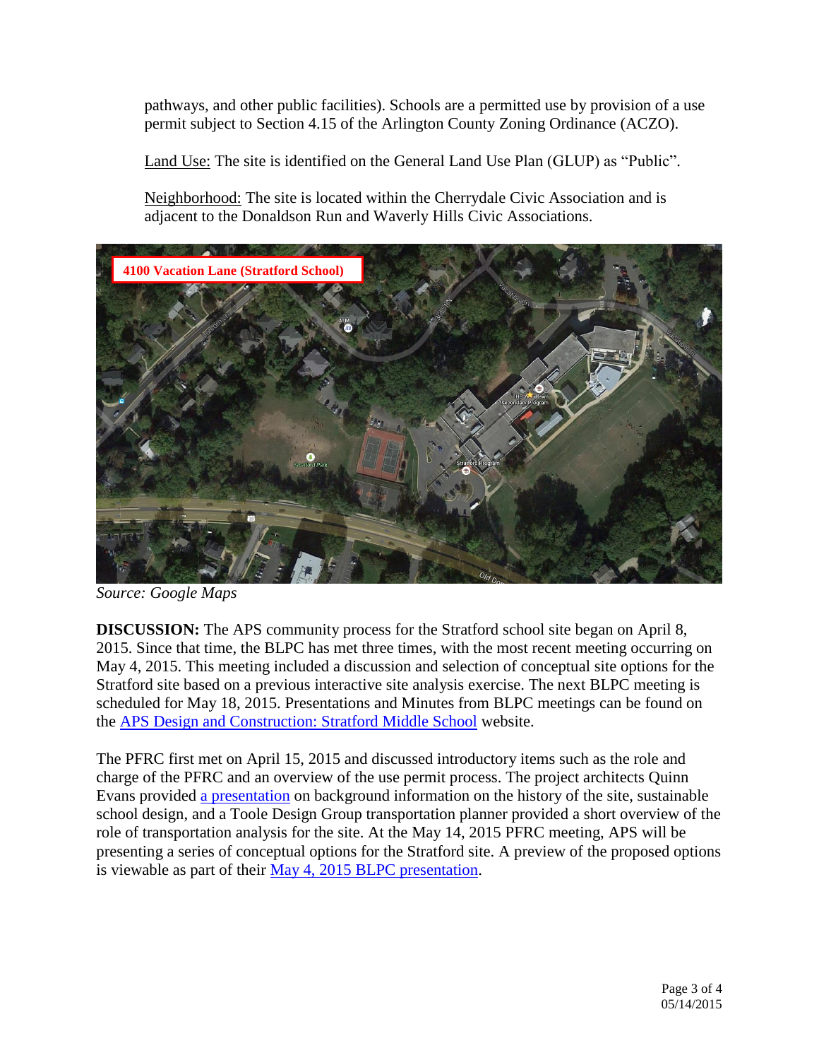pathways, and other public facilities). Schools are a permitted use by provision of a use permit subject to Section 4.15 of the Arlington County Zoning Ordinance (ACZO).

Land Use: The site is identified on the General Land Use Plan (GLUP) as “Public”.

Neighborhood: The site is located within the Cherrydale Civic Association and is adjacent to the Donaldson Run and Waverly Hills Civic Associations.

4100 Vacation Lane (Stratford School)

*Source: Google Maps*

**DISCUSSION:** The APS community process for the Stratford school site began on April 8, 2015. Since that time, the BLPC has met three times, with the most recent meeting occurring on May 4, 2015. This meeting included a discussion and selection of conceptual site options for the Stratford site based on a previous interactive site analysis exercise. The next BLPC meeting is scheduled for May 18, 2015. Presentations and Minutes from BLPC meetings can be found on the APS Design and Construction: Stratford Middle School website.

The PFRC first met on April 15, 2015 and discussed introductory items such as the role and charge of the PFRC and an overview of the use permit process. The project architects Quinn Evans provided a presentation on background information on the history of the site, sustainable school design, and a Toole Design Group transportation planner provided a short overview of the role of transportation analysis for the site. At the May 14, 2015 PFRC meeting, APS will be presenting a series of conceptual options for the Stratford site. A preview of the proposed options is viewable as part of their May 4, 2015 BLPC presentation.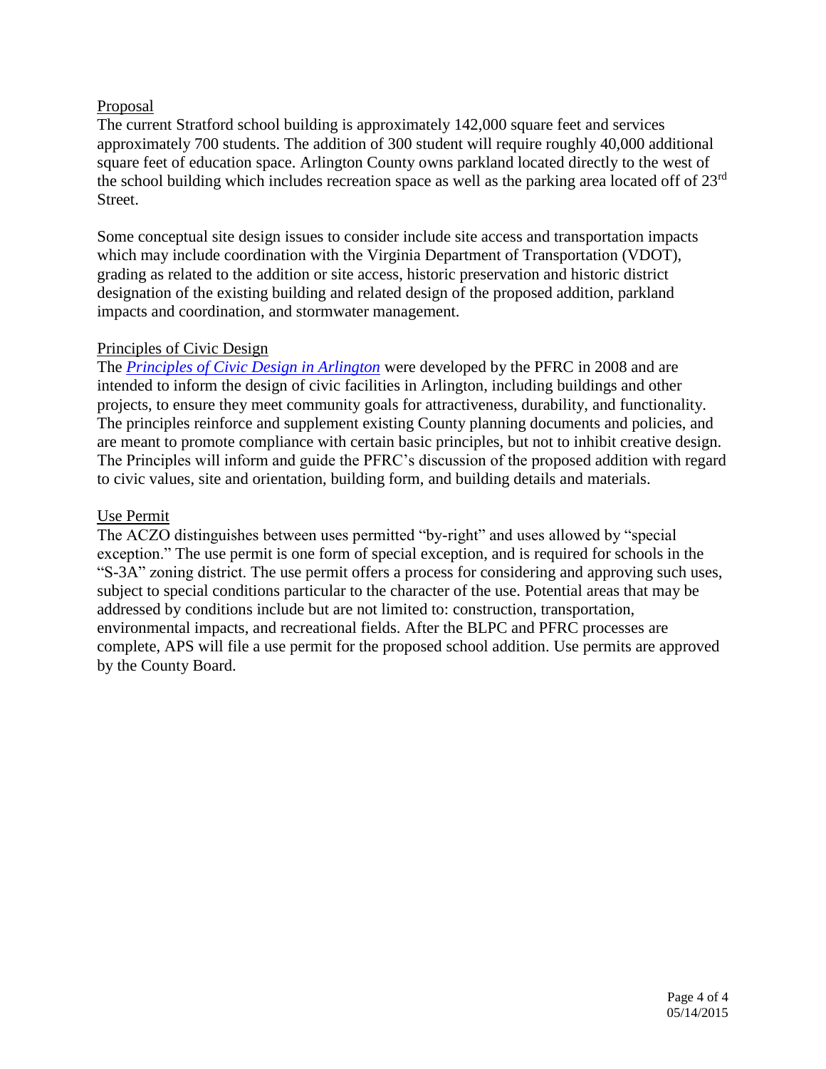## Proposal

The current Stratford school building is approximately 142,000 square feet and services approximately 700 students. The addition of 300 student will require roughly 40,000 additional square feet of education space. Arlington County owns parkland located directly to the west of the school building which includes recreation space as well as the parking area located off of 23rd Street.

Some conceptual site design issues to consider include site access and transportation impacts which may include coordination with the Virginia Department of Transportation (VDOT), grading as related to the addition or site access, historic preservation and historic district designation of the existing building and related design of the proposed addition, parkland impacts and coordination, and stormwater management.

## Principles of Civic Design

The *Principles of Civic Design in Arlington* were developed by the PFRC in 2008 and are intended to inform the design of civic facilities in Arlington, including buildings and other projects, to ensure they meet community goals for attractiveness, durability, and functionality. The principles reinforce and supplement existing County planning documents and policies, and are meant to promote compliance with certain basic principles, but not to inhibit creative design. The Principles will inform and guide the PFRC's discussion of the proposed addition with regard to civic values, site and orientation, building form, and building details and materials.

## Use Permit

The ACZO distinguishes between uses permitted "by-right" and uses allowed by "special exception." The use permit is one form of special exception, and is required for schools in the "S-3A" zoning district. The use permit offers a process for considering and approving such uses, subject to special conditions particular to the character of the use. Potential areas that may be addressed by conditions include but are not limited to: construction, transportation, environmental impacts, and recreational fields. After the BLPC and PFRC processes are complete, APS will file a use permit for the proposed school addition. Use permits are approved by the County Board.